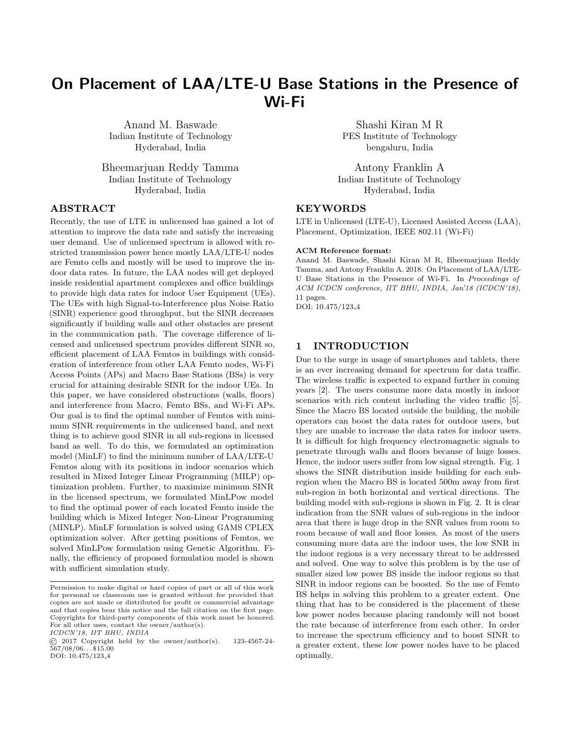# On Placement of LAA/LTE-U Base Stations in the Presence of Wi-Fi

Anand M. Baswade
Indian Institute of Technology
Hyderabad, India

Shashi Kiran M R
PES Institute of Technology
bengaluru, India

Bheemarjuan Reddy Tamma
Indian Institute of Technology
Hyderabad, India

Antony Franklin A
Indian Institute of Technology
Hyderabad, India

## ABSTRACT

Recently, the use of LTE in unlicensed has gained a lot of attention to improve the data rate and satisfy the increasing user demand. Use of unlicensed spectrum is allowed with restricted transmission power hence mostly LAA/LTE-U nodes are Femto cells and mostly will be used to improve the indoor data rates. In future, the LAA nodes will get deployed inside residential apartment complexes and office buildings to provide high data rates for indoor User Equipment (UEs). The UEs with high Signal-to-Interference plus Noise Ratio (SINR) experience good throughput, but the SINR decreases significantly if building walls and other obstacles are present in the communication path. The coverage difference of licensed and unlicensed spectrum provides different SINR so, efficient placement of LAA Femtos in buildings with consideration of interference from other LAA Femto nodes, Wi-Fi Access Points (APs) and Macro Base Stations (BSs) is very crucial for attaining desirable SINR for the indoor UEs. In this paper, we have considered obstructions (walls, floors) and interference from Macro, Femto BSs, and Wi-Fi APs. Our goal is to find the optimal number of Femtos with minimum SINR requirements in the unlicensed band, and next thing is to achieve good SINR in all sub-regions in licensed band as well. To do this, we formulated an optimization model (MinLF) to find the minimum number of LAA/LTE-U Femtos along with its positions in indoor scenarios which resulted in Mixed Integer Linear Programming (MILP) optimization problem. Further, to maximize minimum SINR in the licensed spectrum, we formulated MinLPow model to find the optimal power of each located Femto inside the building which is Mixed Integer Non-Linear Programming (MINLP). MinLF formulation is solved using GAMS CPLEX optimization solver. After getting positions of Femtos, we solved MinLPow formulation using Genetic Algorithm. Finally, the efficiency of proposed formulation model is shown with sufficient simulation study.

## KEYWORDS

LTE in Unlicensed (LTE-U), Licensed Assisted Access (LAA), Placement, Optimization, IEEE 802.11 (Wi-Fi)

**ACM Reference format:**
Anand M. Baswade, Shashi Kiran M R, Bheemarjuan Reddy Tamma, and Antony Franklin A. 2018. On Placement of LAA/LTE-U Base Stations in the Presence of Wi-Fi. In *Proceedings of ACM ICDCN conference, IIT BHU, INDIA, Jan'18 (ICDCN'18),* 11 pages.
DOI: 10.475/123_4

Permission to make digital or hard copies of part or all of this work for personal or classroom use is granted without fee provided that copies are not made or distributed for profit or commercial advantage and that copies bear this notice and the full citation on the first page. Copyrights for third-party components of this work must be honored. For all other uses, contact the owner/author(s).
*ICDCN'18, IIT BHU, INDIA*
© 2017 Copyright held by the owner/author(s). 123-4567-24-567/08/06. . . \$15.00
DOI: 10.475/123_4

## 1 INTRODUCTION

Due to the surge in usage of smartphones and tablets, there is an ever increasing demand for spectrum for data traffic. The wireless traffic is expected to expand further in coming years [2]. The users consume more data mostly in indoor scenarios with rich content including the video traffic [5]. Since the Macro BS located outside the building, the mobile operators can boost the data rates for outdoor users, but they are unable to increase the data rates for indoor users. It is difficult for high frequency electromagnetic signals to penetrate through walls and floors because of huge losses. Hence, the indoor users suffer from low signal strength. Fig. 1 shows the SINR distribution inside building for each sub-region when the Macro BS is located 500m away from first sub-region in both horizontal and vertical directions. The building model with sub-regions is shown in Fig. 2. It is clear indication from the SNR values of sub-regions in the indoor area that there is huge drop in the SNR values from room to room because of wall and floor losses. As most of the users consuming more data are the indoor uses, the low SNR in the indoor regions is a very necessary threat to be addressed and solved. One way to solve this problem is by the use of smaller sized low power BS inside the indoor regions so that SINR in indoor regions can be boosted. So the use of Femto BS helps in solving this problem to a greater extent. One thing that has to be considered is the placement of these low power nodes because placing randomly will not boost the rate because of interference from each other. In order to increase the spectrum efficiency and to boost SINR to a greater extent, these low power nodes have to be placed optimally.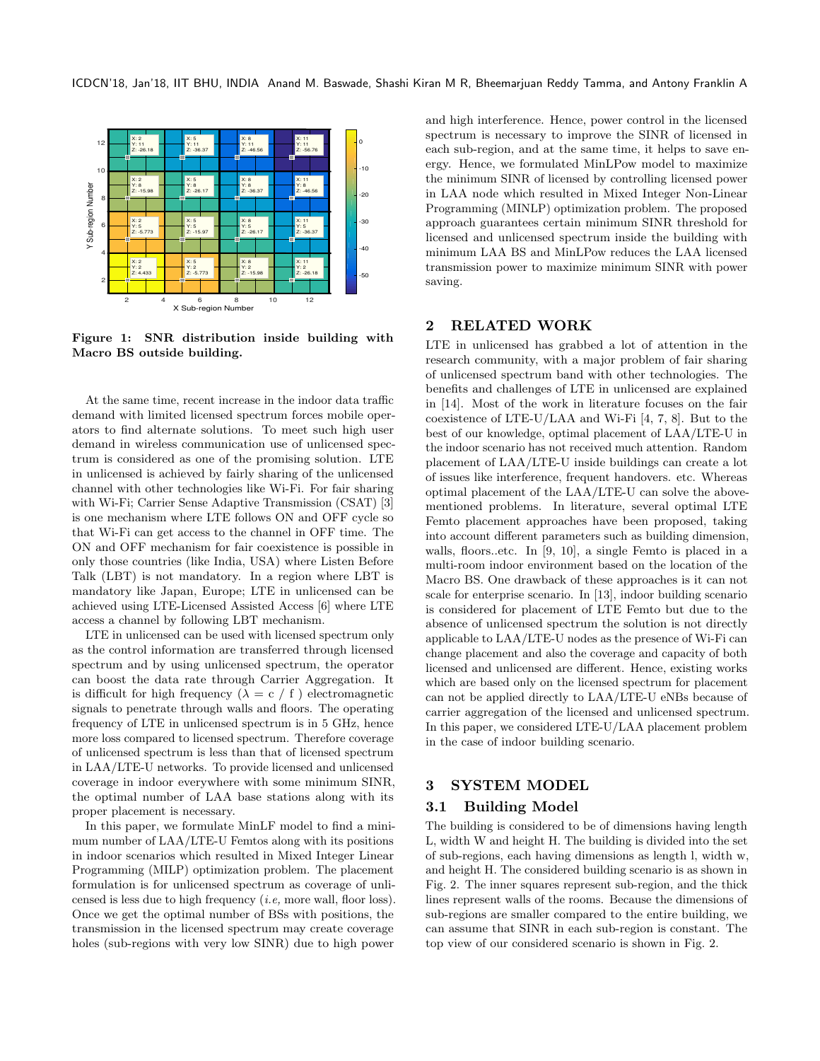Figure 1: SNR distribution inside building with Macro BS outside building.

At the same time, recent increase in the indoor data traffic demand with limited licensed spectrum forces mobile operators to find alternate solutions. To meet such high user demand in wireless communication use of unlicensed spectrum is considered as one of the promising solution. LTE in unlicensed is achieved by fairly sharing of the unlicensed channel with other technologies like Wi-Fi. For fair sharing with Wi-Fi; Carrier Sense Adaptive Transmission (CSAT) [3] is one mechanism where LTE follows ON and OFF cycle so that Wi-Fi can get access to the channel in OFF time. The ON and OFF mechanism for fair coexistence is possible in only those countries (like India, USA) where Listen Before Talk (LBT) is not mandatory. In a region where LBT is mandatory like Japan, Europe; LTE in unlicensed can be achieved using LTE-Licensed Assisted Access [6] where LTE access a channel by following LBT mechanism.

LTE in unlicensed can be used with licensed spectrum only as the control information are transferred through licensed spectrum and by using unlicensed spectrum, the operator can boost the data rate through Carrier Aggregation. It is difficult for high frequency ($\lambda$ = c / f ) electromagnetic signals to penetrate through walls and floors. The operating frequency of LTE in unlicensed spectrum is in 5 GHz, hence more loss compared to licensed spectrum. Therefore coverage of unlicensed spectrum is less than that of licensed spectrum in LAA/LTE-U networks. To provide licensed and unlicensed coverage in indoor everywhere with some minimum SINR, the optimal number of LAA base stations along with its proper placement is necessary.

In this paper, we formulate MinLF model to find a minimum number of LAA/LTE-U Femtos along with its positions in indoor scenarios which resulted in Mixed Integer Linear Programming (MILP) optimization problem. The placement formulation is for unlicensed spectrum as coverage of unlicensed is less due to high frequency (*i.e,* more wall, floor loss). Once we get the optimal number of BSs with positions, the transmission in the licensed spectrum may create coverage holes (sub-regions with very low SINR) due to high power and high interference. Hence, power control in the licensed spectrum is necessary to improve the SINR of licensed in each sub-region, and at the same time, it helps to save energy. Hence, we formulated MinLPow model to maximize the minimum SINR of licensed by controlling licensed power in LAA node which resulted in Mixed Integer Non-Linear Programming (MINLP) optimization problem. The proposed approach guarantees certain minimum SINR threshold for licensed and unlicensed spectrum inside the building with minimum LAA BS and MinLPow reduces the LAA licensed transmission power to maximize minimum SINR with power saving.

## 2 RELATED WORK

LTE in unlicensed has grabbed a lot of attention in the research community, with a major problem of fair sharing of unlicensed spectrum band with other technologies. The benefits and challenges of LTE in unlicensed are explained in [14]. Most of the work in literature focuses on the fair coexistence of LTE-U/LAA and Wi-Fi [4, 7, 8]. But to the best of our knowledge, optimal placement of LAA/LTE-U in the indoor scenario has not received much attention. Random placement of LAA/LTE-U inside buildings can create a lot of issues like interference, frequent handovers. etc. Whereas optimal placement of the LAA/LTE-U can solve the above-mentioned problems. In literature, several optimal LTE Femto placement approaches have been proposed, taking into account different parameters such as building dimension, walls, floors..etc. In [9, 10], a single Femto is placed in a multi-room indoor environment based on the location of the Macro BS. One drawback of these approaches is it can not scale for enterprise scenario. In [13], indoor building scenario is considered for placement of LTE Femto but due to the absence of unlicensed spectrum the solution is not directly applicable to LAA/LTE-U nodes as the presence of Wi-Fi can change placement and also the coverage and capacity of both licensed and unlicensed are different. Hence, existing works which are based only on the licensed spectrum for placement can not be applied directly to LAA/LTE-U eNBs because of carrier aggregation of the licensed and unlicensed spectrum. In this paper, we considered LTE-U/LAA placement problem in the case of indoor building scenario.

## 3 SYSTEM MODEL

### 3.1 Building Model

The building is considered to be of dimensions having length L, width W and height H. The building is divided into the set of sub-regions, each having dimensions as length l, width w, and height H. The considered building scenario is as shown in Fig. 2. The inner squares represent sub-region, and the thick lines represent walls of the rooms. Because the dimensions of sub-regions are smaller compared to the entire building, we can assume that SINR in each sub-region is constant. The top view of our considered scenario is shown in Fig. 2.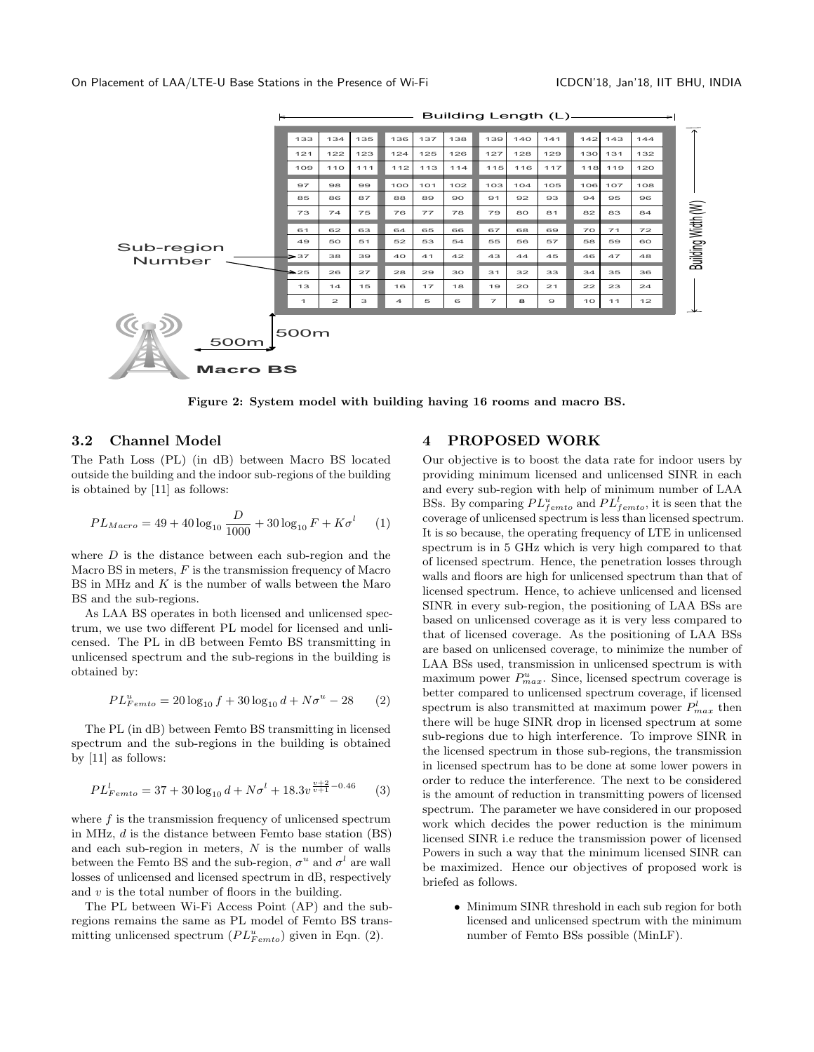Figure 2: System model with building having 16 rooms and macro BS.

### 3.2 Channel Model

The Path Loss (PL) (in dB) between Macro BS located outside the building and the indoor sub-regions of the building is obtained by [11] as follows:

$$PL_{Macro} = 49 + 40\log_{10}\frac{D}{1000} + 30\log_{10}F + K\sigma^{l} \quad (1)$$

where $D$ is the distance between each sub-region and the Macro BS in meters, $F$ is the transmission frequency of Macro BS in MHz and $K$ is the number of walls between the Maro BS and the sub-regions.

As LAA BS operates in both licensed and unlicensed spectrum, we use two different PL model for licensed and unlicensed. The PL in dB between Femto BS transmitting in unlicensed spectrum and the sub-regions in the building is obtained by:

$$PL^{u}_{Femto} = 20\log_{10}f + 30\log_{10}d + N\sigma^{u} - 28 \quad (2)$$

The PL (in dB) between Femto BS transmitting in licensed spectrum and the sub-regions in the building is obtained by [11] as follows:

$$PL^{l}_{Femto} = 37 + 30\log_{10}d + N\sigma^{l} + 18.3v^{\frac{v+2}{v+1}-0.46} \quad (3)$$

where $f$ is the transmission frequency of unlicensed spectrum in MHz, $d$ is the distance between Femto base station (BS) and each sub-region in meters, $N$ is the number of walls between the Femto BS and the sub-region, $\sigma^{u}$ and $\sigma^{l}$ are wall losses of unlicensed and licensed spectrum in dB, respectively and $v$ is the total number of floors in the building.

The PL between Wi-Fi Access Point (AP) and the sub-regions remains the same as PL model of Femto BS transmitting unlicensed spectrum ($PL^{u}_{Femto}$) given in Eqn. (2).

## 4 PROPOSED WORK

Our objective is to boost the data rate for indoor users by providing minimum licensed and unlicensed SINR in each and every sub-region with help of minimum number of LAA BSs. By comparing $PL^{u}_{femto}$ and $PL^{l}_{femto}$, it is seen that the coverage of unlicensed spectrum is less than licensed spectrum. It is so because, the operating frequency of LTE in unlicensed spectrum is in 5 GHz which is very high compared to that of licensed spectrum. Hence, the penetration losses through walls and floors are high for unlicensed spectrum than that of licensed spectrum. Hence, to achieve unlicensed and licensed SINR in every sub-region, the positioning of LAA BSs are based on unlicensed coverage as it is very less compared to that of licensed coverage. As the positioning of LAA BSs are based on unlicensed coverage, to minimize the number of LAA BSs used, transmission in unlicensed spectrum is with maximum power $P^{u}_{max}$. Since, licensed spectrum coverage is better compared to unlicensed spectrum coverage, if licensed spectrum is also transmitted at maximum power $P^{l}_{max}$ then there will be huge SINR drop in licensed spectrum at some sub-regions due to high interference. To improve SINR in the licensed spectrum in those sub-regions, the transmission in licensed spectrum has to be done at some lower powers in order to reduce the interference. The next to be considered is the amount of reduction in transmitting powers of licensed spectrum. The parameter we have considered in our proposed work which decides the power reduction is the minimum licensed SINR i.e reduce the transmission power of licensed Powers in such a way that the minimum licensed SINR can be maximized. Hence our objectives of proposed work is briefed as follows.

- Minimum SINR threshold in each sub region for both licensed and unlicensed spectrum with the minimum number of Femto BSs possible (MinLF).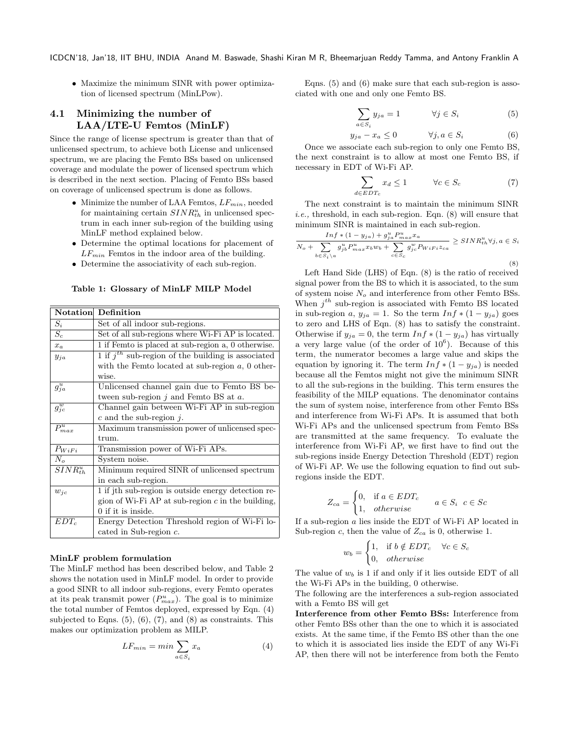- Maximize the minimum SINR with power optimization of licensed spectrum (MinLPow).

### 4.1 Minimizing the number of LAA/LTE-U Femtos (MinLF)

Since the range of license spectrum is greater than that of unlicensed spectrum, to achieve both License and unlicensed spectrum, we are placing the Femto BSs based on unlicensed coverage and modulate the power of licensed spectrum which is described in the next section. Placing of Femto BSs based on coverage of unlicensed spectrum is done as follows.

- Minimize the number of LAA Femtos, $LF_{min}$, needed for maintaining certain $SINR^u_{th}$ in unlicensed spectrum in each inner sub-region of the building using MinLF method explained below.
- Determine the optimal locations for placement of $LF_{min}$ Femtos in the indoor area of the building.
- Determine the associativity of each sub-region.

**Table 1: Glossary of MinLF MILP Model**

| Notation | Definition |
|---|---|
| $S_i$ | Set of all indoor sub-regions. |
| $S_c$ | Set of all sub-regions where Wi-Fi AP is located. |
| $x_a$ | 1 if Femto is placed at sub-region a, 0 otherwise. |
| $y_{ja}$ | 1 if $j^{th}$ sub-region of the building is associated with the Femto located at sub-region $a$, 0 otherwise. |
| $g^u_{ja}$ | Unlicensed channel gain due to Femto BS between sub-region $j$ and Femto BS at $a$. |
| $g^w_{jc}$ | Channel gain between Wi-Fi AP in sub-region $c$ and the sub-region $j$. |
| $P^u_{max}$ | Maximum transmission power of unlicensed spectrum. |
| $P_{WiFi}$ | Transmission power of Wi-Fi APs. |
| $N_o$ | System noise. |
| $SINR^u_{th}$ | Minimum required SINR of unlicensed spectrum in each sub-region. |
| $w_{jc}$ | 1 if jth sub-region is outside energy detection region of Wi-Fi AP at sub-region $c$ in the building, 0 if it is inside. |
| $EDT_c$ | Energy Detection Threshold region of Wi-Fi located in Sub-region $c$. |

**MinLF problem formulation**

The MinLF method has been described below, and Table 2 shows the notation used in MinLF model. In order to provide a good SINR to all indoor sub-regions, every Femto operates at its peak transmit power ($P^u_{max}$). The goal is to minimize the total number of Femtos deployed, expressed by Eqn. (4) subjected to Eqns. (5), (6), (7), and (8) as constraints. This makes our optimization problem as MILP.

$$LF_{min} = min \sum_{a \in S_i} x_a \tag{4}$$

Eqns. (5) and (6) make sure that each sub-region is associated with one and only one Femto BS.

$$\sum_{a \in S_i} y_{ja} = 1 \qquad \forall j \in S_i \tag{5}$$

$$y_{ja} - x_a \leq 0 \qquad \forall j, a \in S_i \tag{6}$$

Once we associate each sub-region to only one Femto BS, the next constraint is to allow at most one Femto BS, if necessary in EDT of Wi-Fi AP.

$$\sum_{d \in EDT_c} x_d \leq 1 \qquad \forall c \in S_c \tag{7}$$

The next constraint is to maintain the minimum SINR *i.e.,* threshold, in each sub-region. Eqn. (8) will ensure that minimum SINR is maintained in each sub-region.

$$\frac{Inf * (1 - y_{ja}) + g^u_{ja} P^u_{max} x_a}{N_o + \sum\limits_{b \in S_i \setminus a} g^u_{jb} P^u_{max} x_b w_b + \sum\limits_{c \in S_c} g^w_{jc} P_{WiFi} z_{ca}} \geq SINR^u_{th} \forall j, a \in S_i \tag{8}$$

Left Hand Side (LHS) of Eqn. (8) is the ratio of received signal power from the BS to which it is associated, to the sum of system noise $N_o$ and interference from other Femto BSs. When $j^{th}$ sub-region is associated with Femto BS located in sub-region $a$, $y_{ja} = 1$. So the term $Inf * (1 - y_{ja})$ goes to zero and LHS of Eqn. (8) has to satisfy the constraint. Otherwise if $y_{ja} = 0$, the term $Inf * (1 - y_{ja})$ has virtually a very large value (of the order of $10^6$). Because of this term, the numerator becomes a large value and skips the equation by ignoring it. The term $Inf * (1 - y_{ja})$ is needed because all the Femtos might not give the minimum SINR to all the sub-regions in the building. This term ensures the feasibility of the MILP equations. The denominator contains the sum of system noise, interference from other Femto BSs and interference from Wi-Fi APs. It is assumed that both Wi-Fi APs and the unlicensed spectrum from Femto BSs are transmitted at the same frequency. To evaluate the interference from Wi-Fi AP, we first have to find out the sub-regions inside Energy Detection Threshold (EDT) region of Wi-Fi AP. We use the following equation to find out sub-regions inside the EDT.

$$Z_{ca} = \begin{cases} 0, & \text{if } a \in EDT_c \\ 1, & otherwise \end{cases} \qquad a \in S_i \;\; c \in Sc$$

If a sub-region $a$ lies inside the EDT of Wi-Fi AP located in Sub-region c, then the value of $Z_{ca}$ is 0, otherwise 1.

$$w_b = \begin{cases} 1, & \text{if } b \notin EDT_c \quad \forall c \in S_c \\ 0, & otherwise \end{cases}$$

The value of $w_b$ is 1 if and only if it lies outside EDT of all the Wi-Fi APs in the building, 0 otherwise.

The following are the interferences a sub-region associated with a Femto BS will get

**Interference from other Femto BSs:** Interference from other Femto BSs other than the one to which it is associated exists. At the same time, if the Femto BS other than the one to which it is associated lies inside the EDT of any Wi-Fi AP, then there will not be interference from both the Femto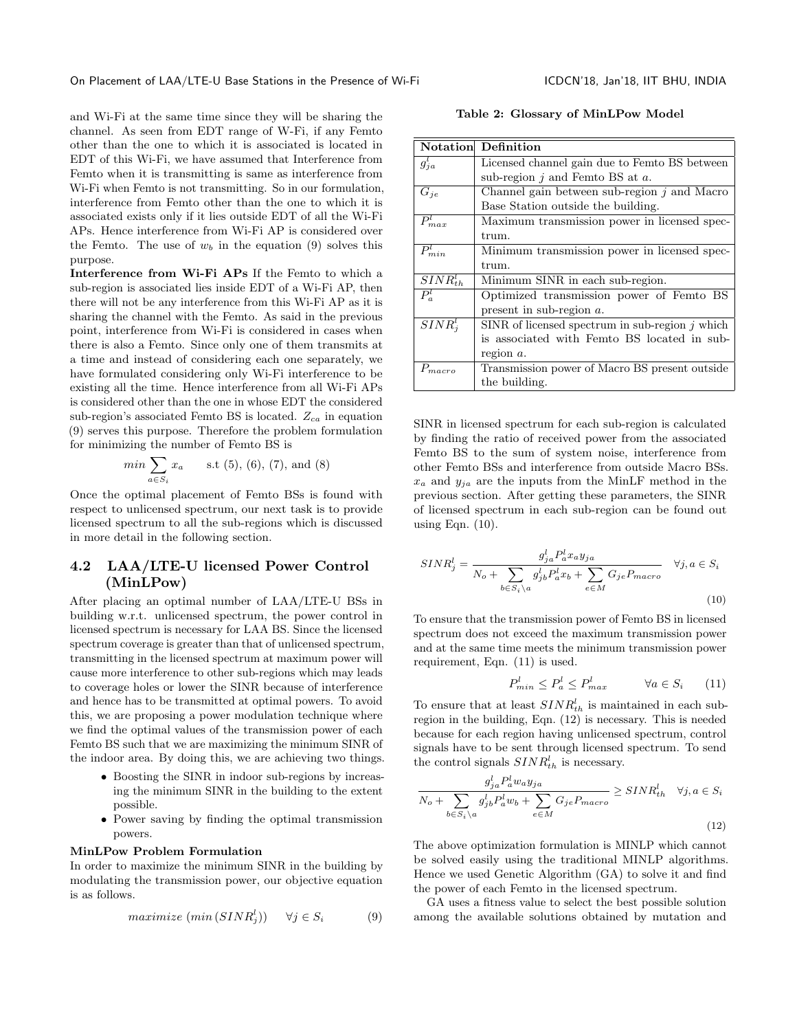and Wi-Fi at the same time since they will be sharing the channel. As seen from EDT range of W-Fi, if any Femto other than the one to which it is associated is located in EDT of this Wi-Fi, we have assumed that Interference from Femto when it is transmitting is same as interference from Wi-Fi when Femto is not transmitting. So in our formulation, interference from Femto other than the one to which it is associated exists only if it lies outside EDT of all the Wi-Fi APs. Hence interference from Wi-Fi AP is considered over the Femto. The use of $w_b$ in the equation (9) solves this purpose.

**Interference from Wi-Fi APs** If the Femto to which a sub-region is associated lies inside EDT of a Wi-Fi AP, then there will not be any interference from this Wi-Fi AP as it is sharing the channel with the Femto. As said in the previous point, interference from Wi-Fi is considered in cases when there is also a Femto. Since only one of them transmits at a time and instead of considering each one separately, we have formulated considering only Wi-Fi interference to be existing all the time. Hence interference from all Wi-Fi APs is considered other than the one in whose EDT the considered sub-region's associated Femto BS is located. $Z_{ca}$ in equation (9) serves this purpose. Therefore the problem formulation for minimizing the number of Femto BS is

$$min \sum_{a \in S_i} x_a \qquad \text{s.t (5), (6), (7), and (8)}$$

Once the optimal placement of Femto BSs is found with respect to unlicensed spectrum, our next task is to provide licensed spectrum to all the sub-regions which is discussed in more detail in the following section.

## 4.2 LAA/LTE-U licensed Power Control (MinLPow)

After placing an optimal number of LAA/LTE-U BSs in building w.r.t. unlicensed spectrum, the power control in licensed spectrum is necessary for LAA BS. Since the licensed spectrum coverage is greater than that of unlicensed spectrum, transmitting in the licensed spectrum at maximum power will cause more interference to other sub-regions which may leads to coverage holes or lower the SINR because of interference and hence has to be transmitted at optimal powers. To avoid this, we are proposing a power modulation technique where we find the optimal values of the transmission power of each Femto BS such that we are maximizing the minimum SINR of the indoor area. By doing this, we are achieving two things.

- Boosting the SINR in indoor sub-regions by increasing the minimum SINR in the building to the extent possible.
- Power saving by finding the optimal transmission powers.

**MinLPow Problem Formulation**

In order to maximize the minimum SINR in the building by modulating the transmission power, our objective equation is as follows.

$$maximize \ (min \, (SINR_j^l)) \qquad \forall j \in S_i \tag{9}$$

**Table 2: Glossary of MinLPow Model**

| Notation | Definition |
|---|---|
| $g_{ja}^l$ | Licensed channel gain due to Femto BS between sub-region $j$ and Femto BS at $a$. |
| $G_{je}$ | Channel gain between sub-region $j$ and Macro Base Station outside the building. |
| $P_{max}^l$ | Maximum transmission power in licensed spectrum. |
| $P_{min}^l$ | Minimum transmission power in licensed spectrum. |
| $SINR_{th}^l$ | Minimum SINR in each sub-region. |
| $P_a^l$ | Optimized transmission power of Femto BS present in sub-region $a$. |
| $SINR_j^l$ | SINR of licensed spectrum in sub-region $j$ which is associated with Femto BS located in sub-region $a$. |
| $P_{macro}$ | Transmission power of Macro BS present outside the building. |

SINR in licensed spectrum for each sub-region is calculated by finding the ratio of received power from the associated Femto BS to the sum of system noise, interference from other Femto BSs and interference from outside Macro BSs. $x_a$ and $y_{ja}$ are the inputs from the MinLF method in the previous section. After getting these parameters, the SINR of licensed spectrum in each sub-region can be found out using Eqn. (10).

$$SINR_j^l = \frac{g_{ja}^l P_a^l x_a y_{ja}}{N_o + \sum\limits_{b \in S_i \setminus a} g_{jb}^l P_a^l x_b + \sum\limits_{e \in M} G_{je} P_{macro}} \quad \forall j, a \in S_i \tag{10}$$

To ensure that the transmission power of Femto BS in licensed spectrum does not exceed the maximum transmission power and at the same time meets the minimum transmission power requirement, Eqn. (11) is used.

$$P_{min}^l \le P_a^l \le P_{max}^l \qquad \forall a \in S_i \tag{11}$$

To ensure that at least $SINR_{th}^l$ is maintained in each sub-region in the building, Eqn. (12) is necessary. This is needed because for each region having unlicensed spectrum, control signals have to be sent through licensed spectrum. To send the control signals $SINR_{th}^l$ is necessary.

$$\frac{g_{ja}^l P_a^l w_a y_{ja}}{N_o + \sum\limits_{b \in S_i \setminus a} g_{jb}^l P_a^l w_b + \sum\limits_{e \in M} G_{je} P_{macro}} \ge SINR_{th}^l \quad \forall j, a \in S_i \tag{12}$$

The above optimization formulation is MINLP which cannot be solved easily using the traditional MINLP algorithms. Hence we used Genetic Algorithm (GA) to solve it and find the power of each Femto in the licensed spectrum.

GA uses a fitness value to select the best possible solution among the available solutions obtained by mutation and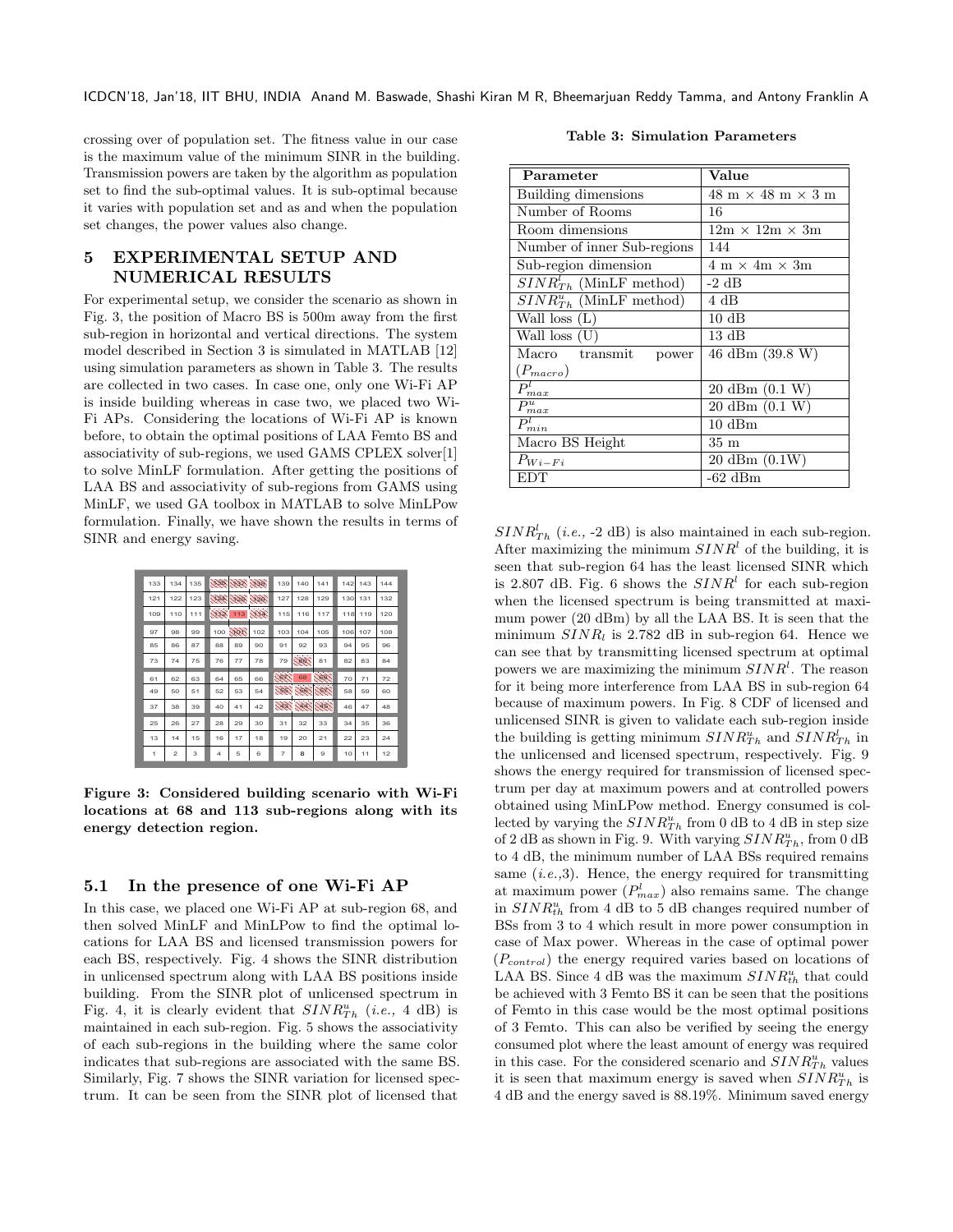crossing over of population set. The fitness value in our case is the maximum value of the minimum SINR in the building. Transmission powers are taken by the algorithm as population set to find the sub-optimal values. It is sub-optimal because it varies with population set and as and when the population set changes, the power values also change.

## 5 EXPERIMENTAL SETUP AND NUMERICAL RESULTS

For experimental setup, we consider the scenario as shown in Fig. 3, the position of Macro BS is 500m away from the first sub-region in horizontal and vertical directions. The system model described in Section 3 is simulated in MATLAB [12] using simulation parameters as shown in Table 3. The results are collected in two cases. In case one, only one Wi-Fi AP is inside building whereas in case two, we placed two Wi-Fi APs. Considering the locations of Wi-Fi AP is known before, to obtain the optimal positions of LAA Femto BS and associativity of sub-regions, we used GAMS CPLEX solver[1] to solve MinLF formulation. After getting the positions of LAA BS and associativity of sub-regions from GAMS using MinLF, we used GA toolbox in MATLAB to solve MinLPow formulation. Finally, we have shown the results in terms of SINR and energy saving.

| 133 | 134 | 135 | 136 | 137 | 138 | 139 | 140 | 141 | 142 | 143 | 144 |
|---|---|---|---|---|---|---|---|---|---|---|---|
| 121 | 122 | 123 | 124 | 125 | 126 | 127 | 128 | 129 | 130 | 131 | 132 |
| 109 | 110 | 111 | 112 | 113 | 114 | 115 | 116 | 117 | 118 | 119 | 120 |
| 97 | 98 | 99 | 100 | 101 | 102 | 103 | 104 | 105 | 106 | 107 | 108 |
| 85 | 86 | 87 | 88 | 89 | 90 | 91 | 92 | 93 | 94 | 95 | 96 |
| 73 | 74 | 75 | 76 | 77 | 78 | 79 | 80 | 81 | 82 | 83 | 84 |
| 61 | 62 | 63 | 64 | 65 | 66 | 67 | 68 | 69 | 70 | 71 | 72 |
| 49 | 50 | 51 | 52 | 53 | 54 | 55 | 56 | 57 | 58 | 59 | 60 |
| 37 | 38 | 39 | 40 | 41 | 42 | 43 | 44 | 45 | 46 | 47 | 48 |
| 25 | 26 | 27 | 28 | 29 | 30 | 31 | 32 | 33 | 34 | 35 | 36 |
| 13 | 14 | 15 | 16 | 17 | 18 | 19 | 20 | 21 | 22 | 23 | 24 |
| 1 | 2 | 3 | 4 | 5 | 6 | 7 | 8 | 9 | 10 | 11 | 12 |

**Figure 3: Considered building scenario with Wi-Fi locations at 68 and 113 sub-regions along with its energy detection region.**

### 5.1 In the presence of one Wi-Fi AP

In this case, we placed one Wi-Fi AP at sub-region 68, and then solved MinLF and MinLPow to find the optimal locations for LAA BS and licensed transmission powers for each BS, respectively. Fig. 4 shows the SINR distribution in unlicensed spectrum along with LAA BS positions inside building. From the SINR plot of unlicensed spectrum in Fig. 4, it is clearly evident that $SINR^u_{Th}$ (*i.e.,* 4 dB) is maintained in each sub-region. Fig. 5 shows the associativity of each sub-regions in the building where the same color indicates that sub-regions are associated with the same BS. Similarly, Fig. 7 shows the SINR variation for licensed spectrum. It can be seen from the SINR plot of licensed that

**Table 3: Simulation Parameters**

| Parameter | Value |
|---|---|
| Building dimensions | 48 m × 48 m × 3 m |
| Number of Rooms | 16 |
| Room dimensions | 12m × 12m × 3m |
| Number of inner Sub-regions | 144 |
| Sub-region dimension | 4 m × 4m × 3m |
| $SINR^l_{Th}$ (MinLF method) | -2 dB |
| $SINR^u_{Th}$ (MinLF method) | 4 dB |
| Wall loss (L) | 10 dB |
| Wall loss (U) | 13 dB |
| Macro transmit power ($P_{macro}$) | 46 dBm (39.8 W) |
| $P^l_{max}$ | 20 dBm (0.1 W) |
| $P^u_{max}$ | 20 dBm (0.1 W) |
| $P^l_{min}$ | 10 dBm |
| Macro BS Height | 35 m |
| $P_{Wi-Fi}$ | 20 dBm (0.1W) |
| EDT | -62 dBm |

$SINR^l_{Th}$ (*i.e.,* -2 dB) is also maintained in each sub-region. After maximizing the minimum $SINR^l$ of the building, it is seen that sub-region 64 has the least licensed SINR which is 2.807 dB. Fig. 6 shows the $SINR^l$ for each sub-region when the licensed spectrum is being transmitted at maximum power (20 dBm) by all the LAA BS. It is seen that the minimum $SINR_l$ is 2.782 dB in sub-region 64. Hence we can see that by transmitting licensed spectrum at optimal powers we are maximizing the minimum $SINR^l$. The reason for it being more interference from LAA BS in sub-region 64 because of maximum powers. In Fig. 8 CDF of licensed and unlicensed SINR is given to validate each sub-region inside the building is getting minimum $SINR^u_{Th}$ and $SINR^l_{Th}$ in the unlicensed and licensed spectrum, respectively. Fig. 9 shows the energy required for transmission of licensed spectrum per day at maximum powers and at controlled powers obtained using MinLPow method. Energy consumed is collected by varying the $SINR^u_{Th}$ from 0 dB to 4 dB in step size of 2 dB as shown in Fig. 9. With varying $SINR^u_{Th}$, from 0 dB to 4 dB, the minimum number of LAA BSs required remains same (*i.e.,*3). Hence, the energy required for transmitting at maximum power ($P^l_{max}$) also remains same. The change in $SINR^u_{th}$ from 4 dB to 5 dB changes required number of BSs from 3 to 4 which result in more power consumption in case of Max power. Whereas in the case of optimal power ($P_{control}$) the energy required varies based on locations of LAA BS. Since 4 dB was the maximum $SINR^u_{th}$ that could be achieved with 3 Femto BS it can be seen that the positions of Femto in this case would be the most optimal positions of 3 Femto. This can also be verified by seeing the energy consumed plot where the least amount of energy was required in this case. For the considered scenario and $SINR^u_{Th}$ values it is seen that maximum energy is saved when $SINR^u_{Th}$ is 4 dB and the energy saved is 88.19%. Minimum saved energy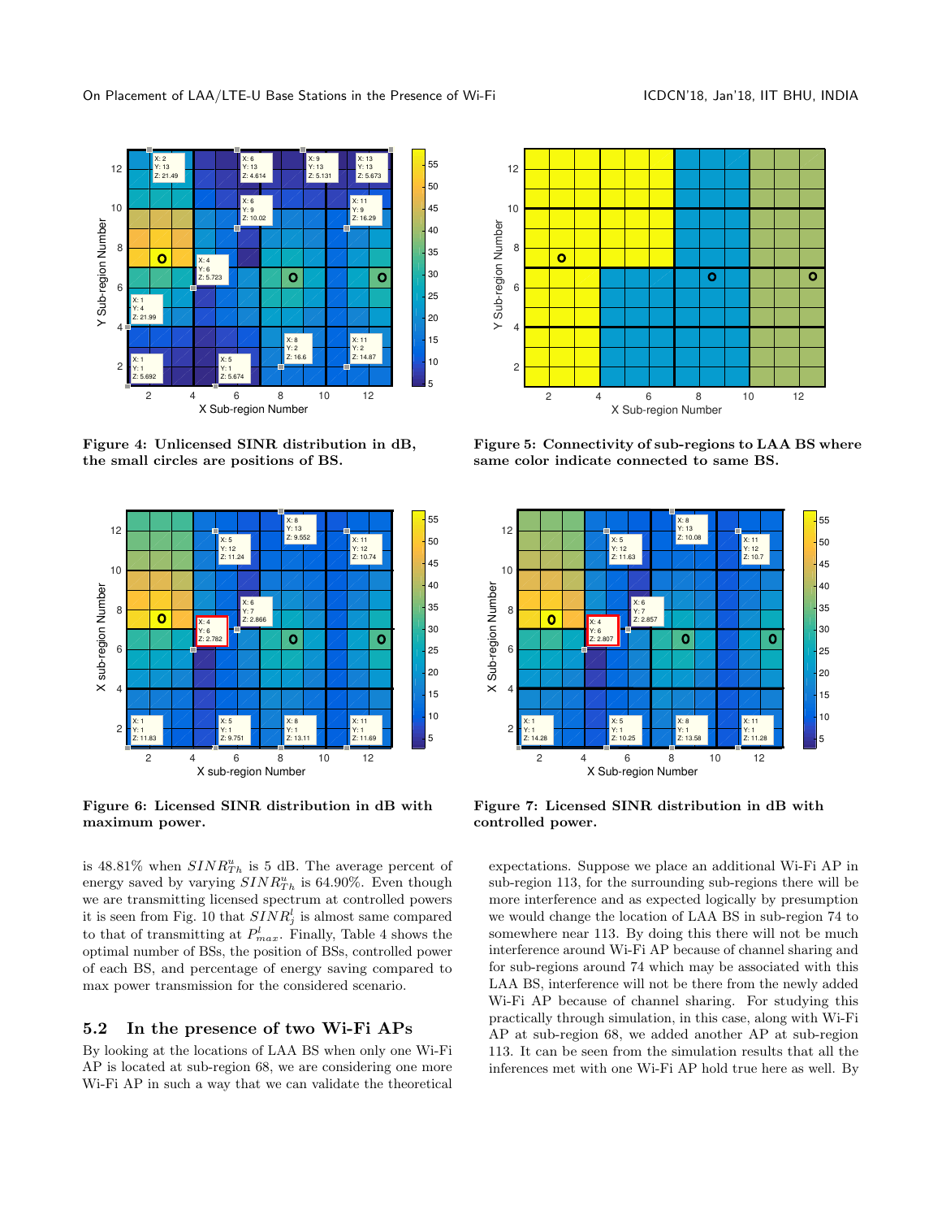Figure 4: Unlicensed SINR distribution in dB, the small circles are positions of BS.

Figure 5: Connectivity of sub-regions to LAA BS where same color indicate connected to same BS.

Figure 6: Licensed SINR distribution in dB with maximum power.

Figure 7: Licensed SINR distribution in dB with controlled power.

is 48.81% when $SINR^u_{Th}$ is 5 dB. The average percent of energy saved by varying $SINR^u_{Th}$ is 64.90%. Even though we are transmitting licensed spectrum at controlled powers it is seen from Fig. 10 that $SINR^l_j$ is almost same compared to that of transmitting at $P^l_{max}$. Finally, Table 4 shows the optimal number of BSs, the position of BSs, controlled power of each BS, and percentage of energy saving compared to max power transmission for the considered scenario.

## 5.2 In the presence of two Wi-Fi APs

By looking at the locations of LAA BS when only one Wi-Fi AP is located at sub-region 68, we are considering one more Wi-Fi AP in such a way that we can validate the theoretical expectations. Suppose we place an additional Wi-Fi AP in sub-region 113, for the surrounding sub-regions there will be more interference and as expected logically by presumption we would change the location of LAA BS in sub-region 74 to somewhere near 113. By doing this there will not be much interference around Wi-Fi AP because of channel sharing and for sub-regions around 74 which may be associated with this LAA BS, interference will not be there from the newly added Wi-Fi AP because of channel sharing. For studying this practically through simulation, in this case, along with Wi-Fi AP at sub-region 68, we added another AP at sub-region 113. It can be seen from the simulation results that all the inferences met with one Wi-Fi AP hold true here as well. By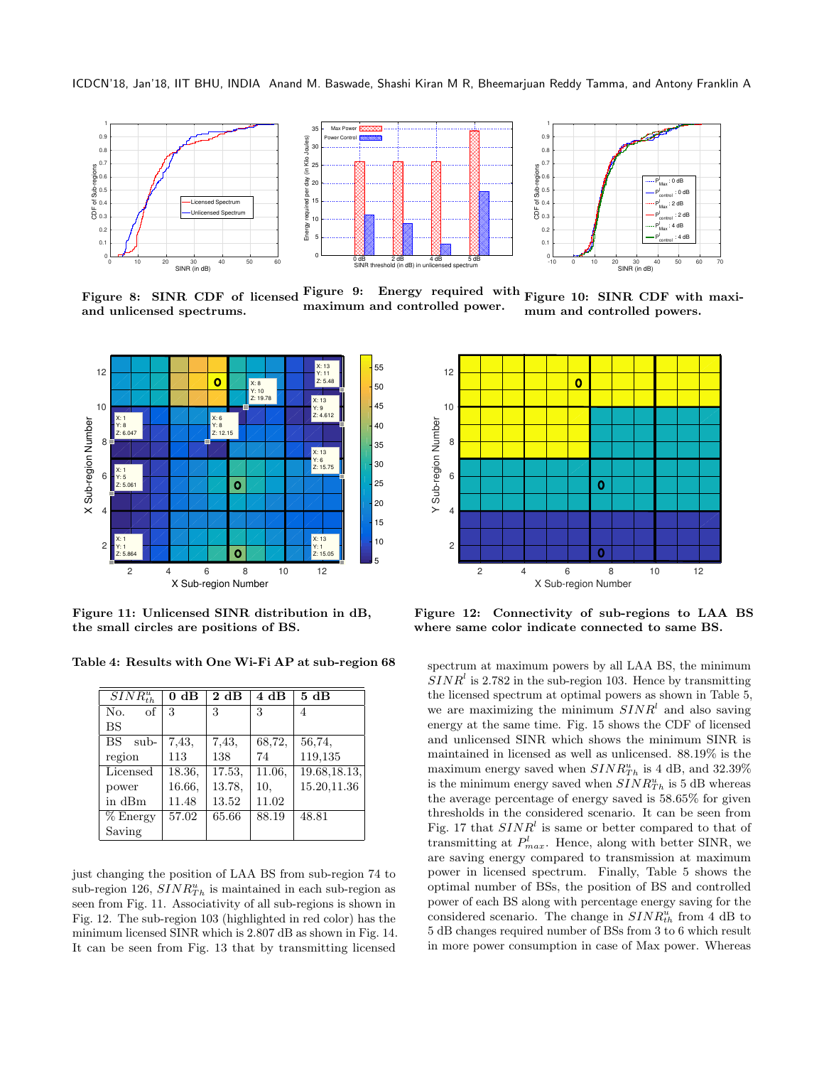Figure 8: SINR CDF of licensed and unlicensed spectrums.

Figure 9: Energy required with maximum and controlled power.

Figure 10: SINR CDF with maximum and controlled powers.

Figure 11: Unlicensed SINR distribution in dB, the small circles are positions of BS.

Figure 12: Connectivity of sub-regions to LAA BS where same color indicate connected to same BS.

**Table 4: Results with One Wi-Fi AP at sub-region 68**

| $SINR^u_{th}$ | 0 dB | 2 dB | 4 dB | 5 dB |
|---|---|---|---|---|
| No. of BS | 3 | 3 | 3 | 4 |
| BS sub-region | 7,43, 113 | 7,43, 138 | 68,72, 74 | 56,74, 119,135 |
| Licensed power in dBm | 18.36, 16.66, 11.48 | 17.53, 13.78, 13.52 | 11.06, 10, 11.02 | 19.68,18.13, 15.20,11.36 |
| % Energy Saving | 57.02 | 65.66 | 88.19 | 48.81 |

just changing the position of LAA BS from sub-region 74 to sub-region 126, $SINR^u_{Th}$ is maintained in each sub-region as seen from Fig. 11. Associativity of all sub-regions is shown in Fig. 12. The sub-region 103 (highlighted in red color) has the minimum licensed SINR which is 2.807 dB as shown in Fig. 14. It can be seen from Fig. 13 that by transmitting licensed spectrum at maximum powers by all LAA BS, the minimum $SINR^l$ is 2.782 in the sub-region 103. Hence by transmitting the licensed spectrum at optimal powers as shown in Table 5, we are maximizing the minimum $SINR^l$ and also saving energy at the same time. Fig. 15 shows the CDF of licensed and unlicensed SINR which shows the minimum SINR is maintained in licensed as well as unlicensed. 88.19% is the maximum energy saved when $SINR^u_{Th}$ is 4 dB, and 32.39% is the minimum energy saved when $SINR^u_{Th}$ is 5 dB whereas the average percentage of energy saved is 58.65% for given thresholds in the considered scenario. It can be seen from Fig. 17 that $SINR^l$ is same or better compared to that of transmitting at $P^l_{max}$. Hence, along with better SINR, we are saving energy compared to transmission at maximum power in licensed spectrum. Finally, Table 5 shows the optimal number of BSs, the position of BS and controlled power of each BS along with percentage energy saving for the considered scenario. The change in $SINR^u_{Th}$ from 4 dB to 5 dB changes required number of BSs from 3 to 6 which result in more power consumption in case of Max power. Whereas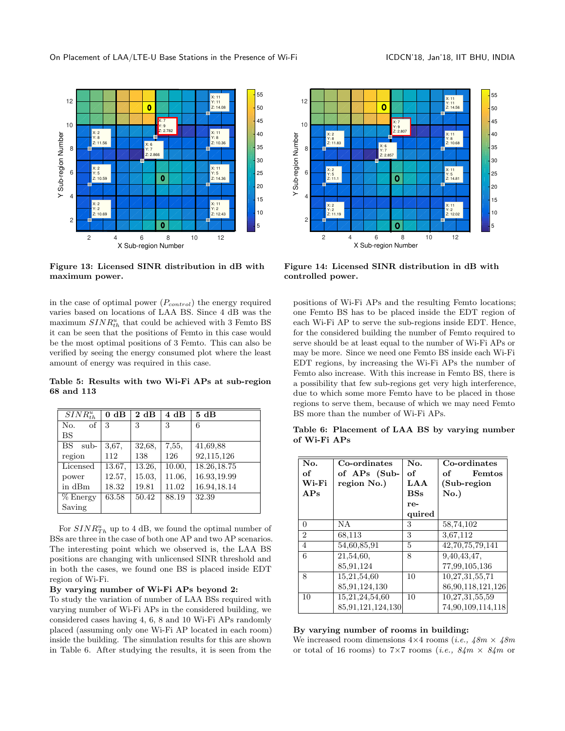Figure 13: Licensed SINR distribution in dB with maximum power.

Figure 14: Licensed SINR distribution in dB with controlled power.

in the case of optimal power ($P_{control}$) the energy required varies based on locations of LAA BS. Since 4 dB was the maximum $SINR^u_{th}$ that could be achieved with 3 Femto BS it can be seen that the positions of Femto in this case would be the most optimal positions of 3 Femto. This can also be verified by seeing the energy consumed plot where the least amount of energy was required in this case.

**Table 5: Results with two Wi-Fi APs at sub-region 68 and 113**

| $SINR^u_{th}$ | 0 dB | 2 dB | 4 dB | 5 dB |
|---|---|---|---|---|
| No. of BS | 3 | 3 | 3 | 6 |
| BS sub-region | 3,67, 112 | 32,68, 138 | 7,55, 126 | 41,69,88 92,115,126 |
| Licensed power in dBm | 13.67, 12.57, 18.32 | 13.26, 15.03, 19.81 | 10.00, 11.06, 11.02 | 18.26,18.75 16.93,19.99 16.94,18.14 |
| % Energy Saving | 63.58 | 50.42 | 88.19 | 32.39 |

For $SINR^u_{Th}$ up to 4 dB, we found the optimal number of BSs are three in the case of both one AP and two AP scenarios. The interesting point which we observed is, the LAA BS positions are changing with unlicensed SINR threshold and in both the cases, we found one BS is placed inside EDT region of Wi-Fi.

**By varying number of Wi-Fi APs beyond 2:** To study the variation of number of LAA BSs required with varying number of Wi-Fi APs in the considered building, we considered cases having 4, 6, 8 and 10 Wi-Fi APs randomly placed (assuming only one Wi-Fi AP located in each room) inside the building. The simulation results for this are shown in Table 6. After studying the results, it is seen from the positions of Wi-Fi APs and the resulting Femto locations; one Femto BS has to be placed inside the EDT region of each Wi-Fi AP to serve the sub-regions inside EDT. Hence, for the considered building the number of Femto required to serve should be at least equal to the number of Wi-Fi APs or may be more. Since we need one Femto BS inside each Wi-Fi EDT regions, by increasing the Wi-Fi APs the number of Femto also increase. With this increase in Femto BS, there is a possibility that few sub-regions get very high interference, due to which some more Femto have to be placed in those regions to serve them, because of which we may need Femto BS more than the number of Wi-Fi APs.

**Table 6: Placement of LAA BS by varying number of Wi-Fi APs**

| No. of Wi-Fi APs | Co-ordinates of APs (Sub-region No.) | No. of LAA BSs required | Co-ordinates of Femtos (Sub-region No.) |
|---|---|---|---|
| 0 | NA | 3 | 58,74,102 |
| 2 | 68,113 | 3 | 3,67,112 |
| 4 | 54,60,85,91 | 5 | 42,70,75,79,141 |
| 6 | 21,54,60, 85,91,124 | 8 | 9,40,43,47, 77,99,105,136 |
| 8 | 15,21,54,60 85,91,124,130 | 10 | 10,27,31,55,71 86,90,118,121,126 |
| 10 | 15,21,24,54,60 85,91,121,124,130 | 10 | 10,27,31,55,59 74,90,109,114,118 |

**By varying number of rooms in building:** We increased room dimensions 4×4 rooms (*i.e., 48m × 48m* or total of 16 rooms) to 7×7 rooms (*i.e., 84m × 84m* or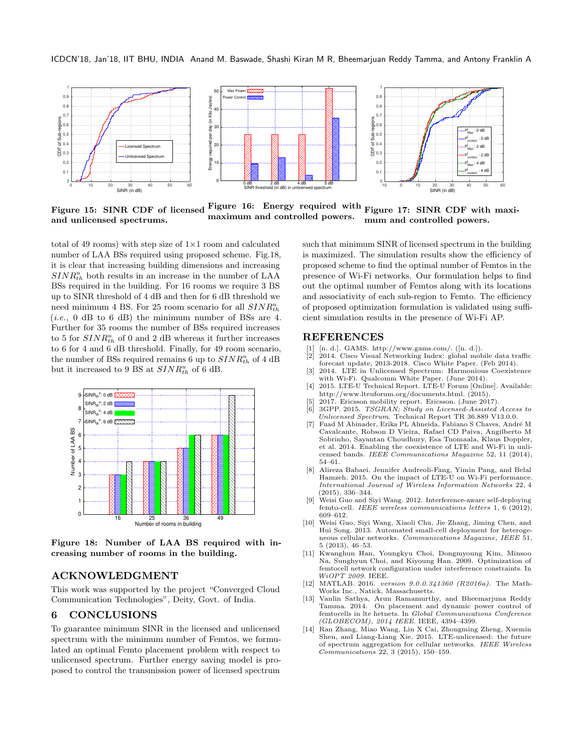Licensed Spectrum
Unlicensed Spectrum
CDF of Sub-regions
SINR (in dB)

Figure 15: SINR CDF of licensed and unlicensed spectrums.

Max Power
Power Control
Energy required per day (in Kilo Joules)
SINR threshold (in dB) in unlicensed spectrum

Figure 16: Energy required with maximum and controlled powers.

$P^l_{Max}$ : 0 dB
$P^l_{control}$ : 0 dB
$P^l_{Max}$ : 2 dB
$P^l_{control}$ : 2 dB
$P^l_{Max}$ : 4 dB
$P^l_{control}$ : 4 dB
CDF of Sub-regions
SINR (in dB)

Figure 17: SINR CDF with maximum and controlled powers.

total of 49 rooms) with step size of 1×1 room and calculated number of LAA BSs required using proposed scheme. Fig.18, it is clear that increasing building dimensions and increasing $SINR^u_{th}$ both results in an increase in the number of LAA BSs required in the building. For 16 rooms we require 3 BS up to SINR threshold of 4 dB and then for 6 dB threshold we need minimum 4 BS. For 25 room scenario for all $SINR^u_{th}$ (*i.e.,* 0 dB to 6 dB) the minimum number of BSs are 4. Further for 35 rooms the number of BSs required increases to 5 for $SINR^u_{th}$ of 0 and 2 dB whereas it further increases to 6 for 4 and 6 dB threshold. Finally, for 49 room scenario, the number of BSs required remains 6 up to $SINR^u_{th}$ of 4 dB but it increased to 9 BS at $SINR^u_{th}$ of 6 dB.

$SINR_{th}^u$: 0 dB
$SINR_{th}^u$: 2 dB
$SINR_{th}^u$: 4 dB
$SINR_{th}^u$: 6 dB
Number of LAA BS
Number of rooms in building

Figure 18: Number of LAA BS required with increasing number of rooms in the building.

## ACKNOWLEDGMENT

This work was supported by the project "Converged Cloud Communication Technologies", Deity, Govt. of India.

## 6 CONCLUSIONS

To guarantee minimum SINR in the licensed and unlicensed spectrum with the minimum number of Femtos, we formulated an optimal Femto placement problem with respect to unlicensed spectrum. Further energy saving model is proposed to control the transmission power of licensed spectrum such that minimum SINR of licensed spectrum in the building is maximized. The simulation results show the efficiency of proposed scheme to find the optimal number of Femtos in the presence of Wi-Fi networks. Our formulation helps to find out the optimal number of Femtos along with its locations and associativity of each sub-region to Femto. The efficiency of proposed optimization formulation is validated using sufficient simulation results in the presence of Wi-Fi AP.

## REFERENCES

[1] [n. d.]. GAMS. http://www.gams.com/. ([n. d.]).
[2] 2014. Cisco Visual Networking Index: global mobile data traffic forecast update, 2013-2018. Cisco White Paper. (Feb 2014).
[3] 2014. LTE in Unlicensed Spectrum: Harmonious Coexistence with Wi-Fi. Qualcomm White Paper. (June 2014).
[4] 2015. LTE-U Technical Report. LTE-U Forum [Online]. Available: http://www.lteuforum.org/documents.html. (2015).
[5] 2017. Ericsson mobility report. Ericsson. (June 2017).
[6] 3GPP. 2015. *TSGRAN; Study on Licensed-Assisted Access to Unlicensed Spectrum*. Technical Report TR 36.889 V13.0.0.
[7] Fuad M Abinader, Erika PL Almeida, Fabiano S Chaves, André M Cavalcante, Robson D Vieira, Rafael CD Paiva, Angilberto M Sobrinho, Sayantan Choudhury, Esa Tuomaala, Klaus Doppler, et al. 2014. Enabling the coexistence of LTE and Wi-Fi in unlicensed bands. *IEEE Communications Magazine* 52, 11 (2014), 54–61.
[8] Alireza Babaei, Jennifer Andreoli-Fang, Yimin Pang, and Belal Hamzeh. 2015. On the impact of LTE-U on Wi-Fi performance. *International Journal of Wireless Information Networks* 22, 4 (2015), 336–344.
[9] Weisi Guo and Siyi Wang. 2012. Interference-aware self-deploying femto-cell. *IEEE wireless communications letters* 1, 6 (2012), 609–612.
[10] Weisi Guo, Siyi Wang, Xiaoli Chu, Jie Zhang, Jiming Chen, and Hui Song. 2013. Automated small-cell deployment for heterogeneous cellular networks. *Communications Magazine, IEEE* 51, 5 (2013), 46–53.
[11] Kwanghun Han, Youngkyu Choi, Dongmyoung Kim, Minsoo Na, Sunghyun Choi, and Kiyoung Han. 2009. Optimization of femtocell network configuration under interference constraints. In *WiOPT 2009*. IEEE.
[12] MATLAB. 2016. *version 9.0.0.341360 (R2016a)*. The MathWorks Inc., Natick, Massachusetts.
[13] Vanlin Sathya, Arun Ramamurthy, and Bheemarjuna Reddy Tamma. 2014. On placement and dynamic power control of femtocells in lte hetnets. In *Global Communications Conference (GLOBECOM), 2014 IEEE*. IEEE, 4394–4399.
[14] Ran Zhang, Miao Wang, Lin X Cai, Zhongming Zheng, Xuemin Shen, and Liang-Liang Xie. 2015. LTE-unlicensed: the future of spectrum aggregation for cellular networks. *IEEE Wireless Communications* 22, 3 (2015), 150–159.